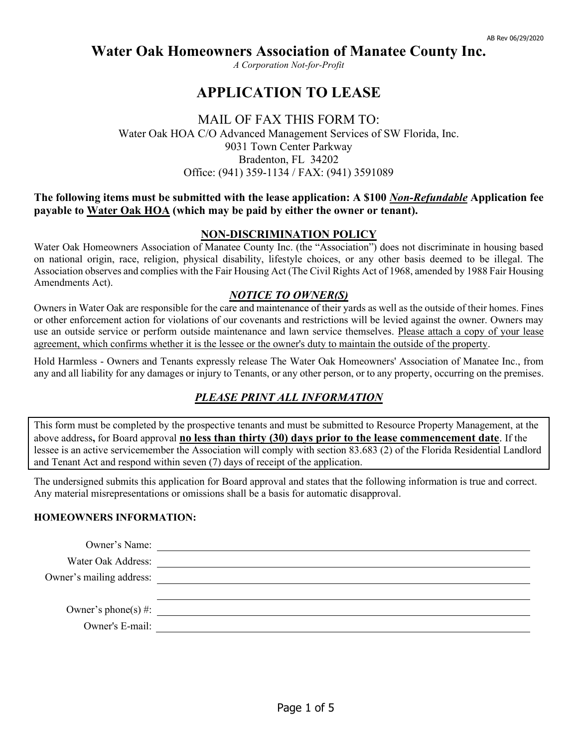AB Rev 06/29/2020

# Water Oak Homeowners Association of Manatee County Inc.

*A Corporation Not-for-Profit*

## APPLICATION TO LEASE

MAIL OF FAX THIS FORM TO:

Water Oak HOA C/O Advanced Management Services of SW Florida, Inc.
9031 Town Center Parkway
Bradenton, FL 34202
Office: (941) 359-1134 / FAX: (941) 3591089

**The following items must be submitted with the lease application: A $100 *Non-Refundable* Application fee payable to Water Oak HOA (which may be paid by either the owner or tenant).**

### NON-DISCRIMINATION POLICY

Water Oak Homeowners Association of Manatee County Inc. (the "Association") does not discriminate in housing based on national origin, race, religion, physical disability, lifestyle choices, or any other basis deemed to be illegal. The Association observes and complies with the Fair Housing Act (The Civil Rights Act of 1968, amended by 1988 Fair Housing Amendments Act).

### *NOTICE TO OWNER(S)*

Owners in Water Oak are responsible for the care and maintenance of their yards as well as the outside of their homes. Fines or other enforcement action for violations of our covenants and restrictions will be levied against the owner. Owners may use an outside service or perform outside maintenance and lawn service themselves. Please attach a copy of your lease agreement, which confirms whether it is the lessee or the owner's duty to maintain the outside of the property.

Hold Harmless - Owners and Tenants expressly release The Water Oak Homeowners' Association of Manatee Inc., from any and all liability for any damages or injury to Tenants, or any other person, or to any property, occurring on the premises.

### *PLEASE PRINT ALL INFORMATION*

This form must be completed by the prospective tenants and must be submitted to Resource Property Management, at the above address**,** for Board approval **no less than thirty (30) days prior to the lease commencement date**. If the lessee is an active servicemember the Association will comply with section 83.683 (2) of the Florida Residential Landlord and Tenant Act and respond within seven (7) days of receipt of the application.

The undersigned submits this application for Board approval and states that the following information is true and correct. Any material misrepresentations or omissions shall be a basis for automatic disapproval.

**HOMEOWNERS INFORMATION:**

Owner's Name: ______________________________

Water Oak Address: ______________________________

Owner's mailing address: ______________________________

______________________________

Owner's phone(s) #: ______________________________

Owner's E-mail: ______________________________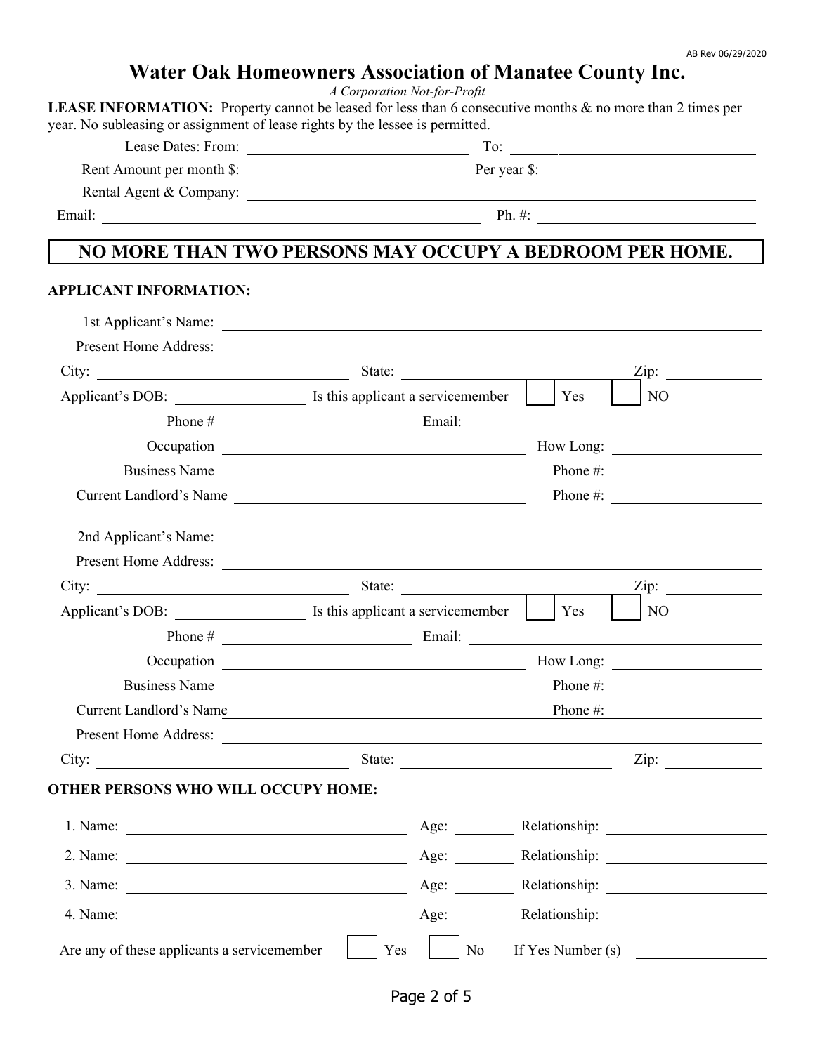# Water Oak Homeowners Association of Manatee County Inc.

*A Corporation Not-for-Profit*

**LEASE INFORMATION:** Property cannot be leased for less than 6 consecutive months & no more than 2 times per year. No subleasing or assignment of lease rights by the lessee is permitted.

Lease Dates: From: ______________________ To: ______________________

Rent Amount per month $: ______________________ Per year $: ______________________

Rental Agent & Company: ______________________

Email: ______________________ Ph. #: ______________________

**NO MORE THAN TWO PERSONS MAY OCCUPY A BEDROOM PER HOME.**

**APPLICANT INFORMATION:**

1st Applicant's Name: ______________________

Present Home Address: ______________________

City: ______________________ State: ______________________ Zip: ____________

Applicant's DOB: ______________ Is this applicant a servicemember ☐ Yes ☐ NO

Phone # ______________________ Email: ______________________

Occupation ______________________ How Long: ______________________

Business Name ______________________ Phone #: ______________________

Current Landlord's Name ______________________ Phone #: ______________________

2nd Applicant's Name: ______________________

Present Home Address: ______________________

City: ______________________ State: ______________________ Zip: ____________

Applicant's DOB: ______________ Is this applicant a servicemember ☐ Yes ☐ NO

Phone # ______________________ Email: ______________________

Occupation ______________________ How Long: ______________________

Business Name ______________________ Phone #: ______________________

Current Landlord's Name ______________________ Phone #: ______________________

Present Home Address: ______________________

City: ______________________ State: ______________________ Zip: ____________

**OTHER PERSONS WHO WILL OCCUPY HOME:**

1. Name: ______________________ Age: ________ Relationship: ______________________
2. Name: ______________________ Age: ________ Relationship: ______________________
3. Name: ______________________ Age: ________ Relationship: ______________________
4. Name: ______________________ Age: ________ Relationship: ______________________

Are any of these applicants a servicemember ☐ Yes ☐ No If Yes Number (s) ____________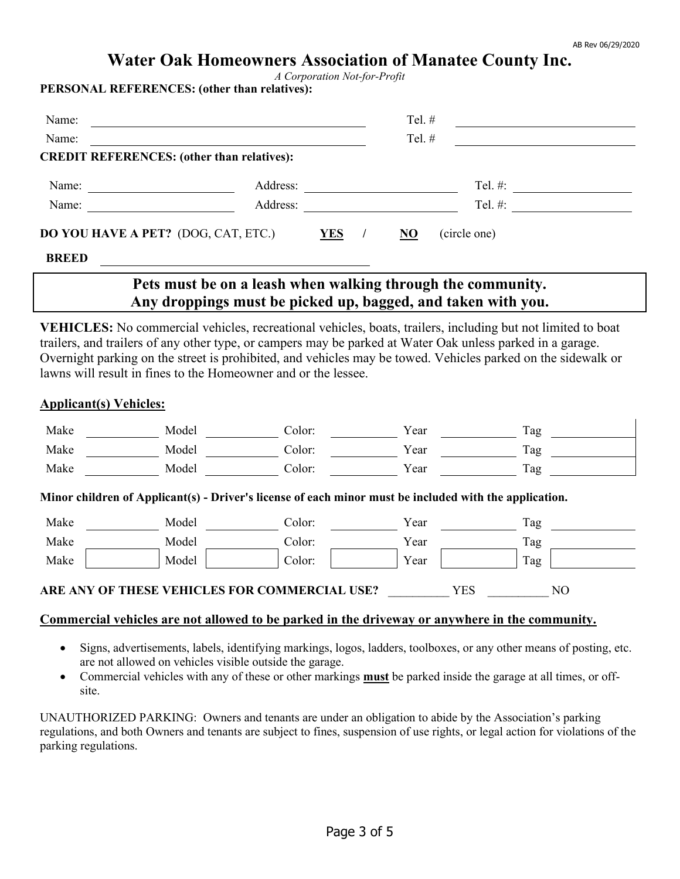AB Rev 06/29/2020

# Water Oak Homeowners Association of Manatee County Inc.

*A Corporation Not-for-Profit*

**PERSONAL REFERENCES: (other than relatives):**

Name: ______________________________ Tel. # ______________________

Name: ______________________________ Tel. # ______________________

**CREDIT REFERENCES: (other than relatives):**

Name: ________________ Address: ________________ Tel. #: ______________

Name: ________________ Address: ________________ Tel. #: ______________

**DO YOU HAVE A PET?** (DOG, CAT, ETC.) **YES** / **NO** (circle one)

**BREED** ______________________________

**Pets must be on a leash when walking through the community.**
**Any droppings must be picked up, bagged, and taken with you.**

**VEHICLES:** No commercial vehicles, recreational vehicles, boats, trailers, including but not limited to boat trailers, and trailers of any other type, or campers may be parked at Water Oak unless parked in a garage. Overnight parking on the street is prohibited, and vehicles may be towed. Vehicles parked on the sidewalk or lawns will result in fines to the Homeowner and or the lessee.

**Applicant(s) Vehicles:**

| Make | Model | Color: | Year | Tag |
|---|---|---|---|---|
| | | | | |
| | | | | |
| | | | | |

**Minor children of Applicant(s) - Driver's license of each minor must be included with the application.**

| Make | Model | Color: | Year | Tag |
|---|---|---|---|---|
| | | | | |
| | | | | |
| | | | | |

**ARE ANY OF THESE VEHICLES FOR COMMERCIAL USE?** __________ YES __________ NO

**Commercial vehicles are not allowed to be parked in the driveway or anywhere in the community.**

- Signs, advertisements, labels, identifying markings, logos, ladders, toolboxes, or any other means of posting, etc. are not allowed on vehicles visible outside the garage.
- Commercial vehicles with any of these or other markings **must** be parked inside the garage at all times, or off-site.

UNAUTHORIZED PARKING: Owners and tenants are under an obligation to abide by the Association's parking regulations, and both Owners and tenants are subject to fines, suspension of use rights, or legal action for violations of the parking regulations.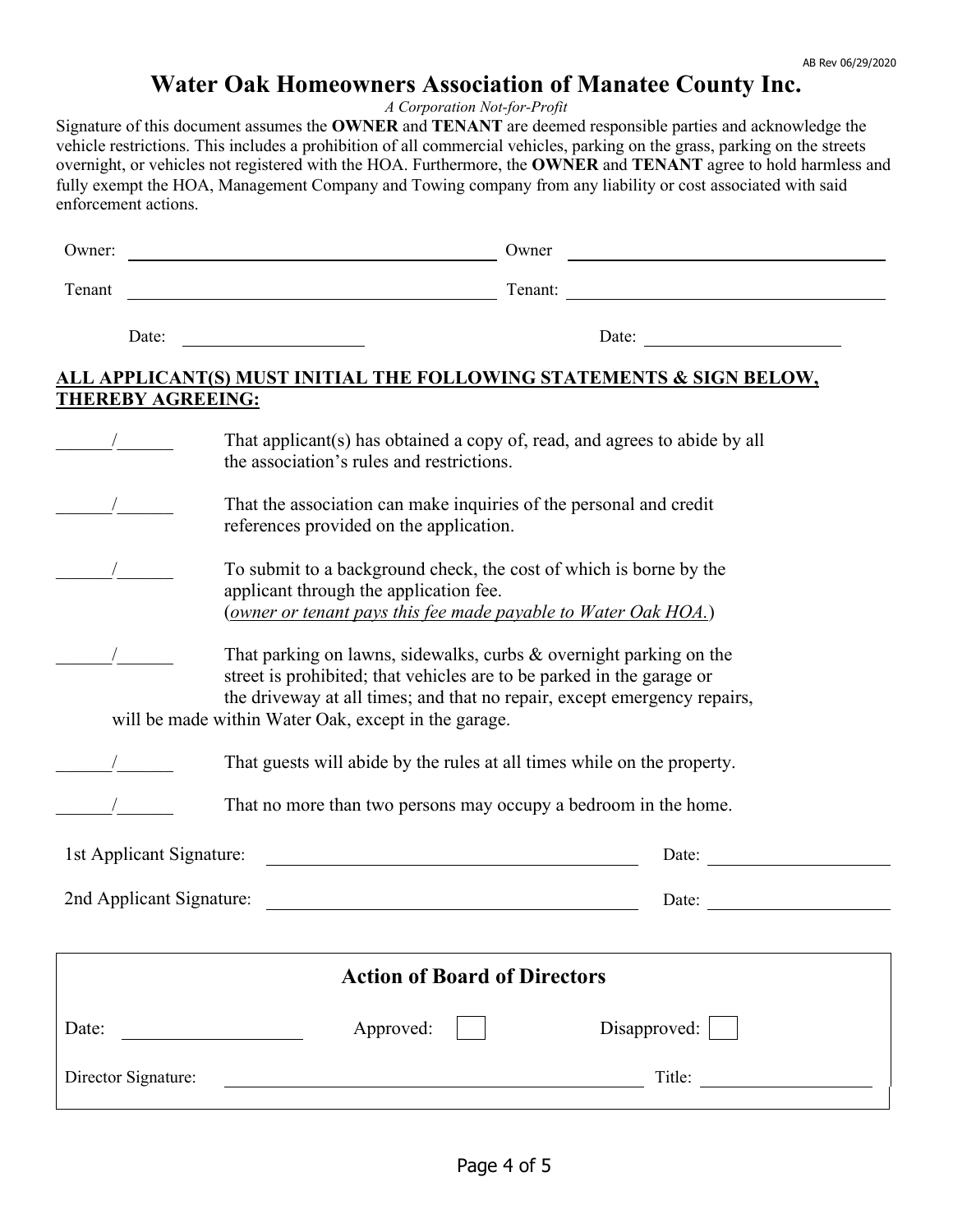AB Rev 06/29/2020

# Water Oak Homeowners Association of Manatee County Inc.

*A Corporation Not-for-Profit*

Signature of this document assumes the **OWNER** and **TENANT** are deemed responsible parties and acknowledge the vehicle restrictions. This includes a prohibition of all commercial vehicles, parking on the grass, parking on the streets overnight, or vehicles not registered with the HOA. Furthermore, the **OWNER** and **TENANT** agree to hold harmless and fully exempt the HOA, Management Company and Towing company from any liability or cost associated with said enforcement actions.

Owner: ______________________________ Owner ______________________________

Tenant ______________________________ Tenant: ______________________________

Date: ____________________ Date: ____________________

**ALL APPLICANT(S) MUST INITIAL THE FOLLOWING STATEMENTS & SIGN BELOW, THEREBY AGREEING:**

______/______ That applicant(s) has obtained a copy of, read, and agrees to abide by all the association's rules and restrictions.

______/______ That the association can make inquiries of the personal and credit references provided on the application.

______/______ To submit to a background check, the cost of which is borne by the applicant through the application fee. (*owner or tenant pays this fee made payable to Water Oak HOA.*)

______/______ That parking on lawns, sidewalks, curbs & overnight parking on the street is prohibited; that vehicles are to be parked in the garage or the driveway at all times; and that no repair, except emergency repairs, will be made within Water Oak, except in the garage.

______/______ That guests will abide by the rules at all times while on the property.

______/______ That no more than two persons may occupy a bedroom in the home.

1st Applicant Signature: ______________________________ Date: ____________________

2nd Applicant Signature: ______________________________ Date: ____________________

## Action of Board of Directors

Date: ____________________ Approved: ☐ Disapproved: ☐

Director Signature: ______________________________ Title: ____________________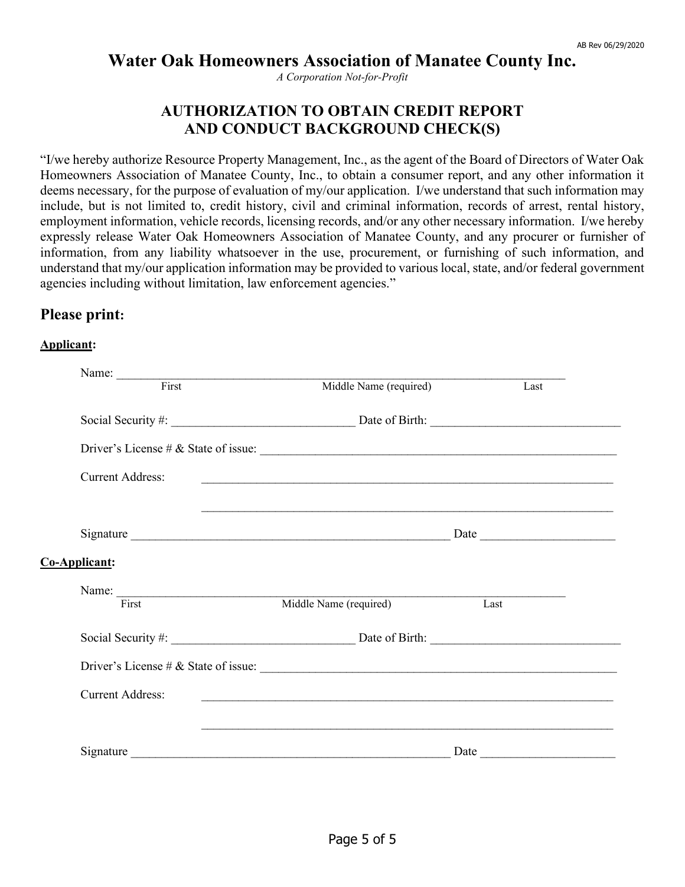AB Rev 06/29/2020

# Water Oak Homeowners Association of Manatee County Inc.

*A Corporation Not-for-Profit*

## AUTHORIZATION TO OBTAIN CREDIT REPORT AND CONDUCT BACKGROUND CHECK(S)

"I/we hereby authorize Resource Property Management, Inc., as the agent of the Board of Directors of Water Oak Homeowners Association of Manatee County, Inc., to obtain a consumer report, and any other information it deems necessary, for the purpose of evaluation of my/our application. I/we understand that such information may include, but is not limited to, credit history, civil and criminal information, records of arrest, rental history, employment information, vehicle records, licensing records, and/or any other necessary information. I/we hereby expressly release Water Oak Homeowners Association of Manatee County, and any procurer or furnisher of information, from any liability whatsoever in the use, procurement, or furnishing of such information, and understand that my/our application information may be provided to various local, state, and/or federal government agencies including without limitation, law enforcement agencies."

## Please print:

**Applicant:**

Name: ______________________________________________________________________
First — Middle Name (required) — Last

Social Security #: ______________________________ Date of Birth: ______________________________

Driver's License # & State of issue: ____________________________________________________________

Current Address: ______________________________________________________________________

______________________________________________________________________

Signature ______________________________________________________ Date ______________________

**Co-Applicant:**

Name: ______________________________________________________________________
First — Middle Name (required) — Last

Social Security #: ______________________________ Date of Birth: ______________________________

Driver's License # & State of issue: ____________________________________________________________

Current Address: ______________________________________________________________________

______________________________________________________________________

Signature ______________________________________________________ Date ______________________